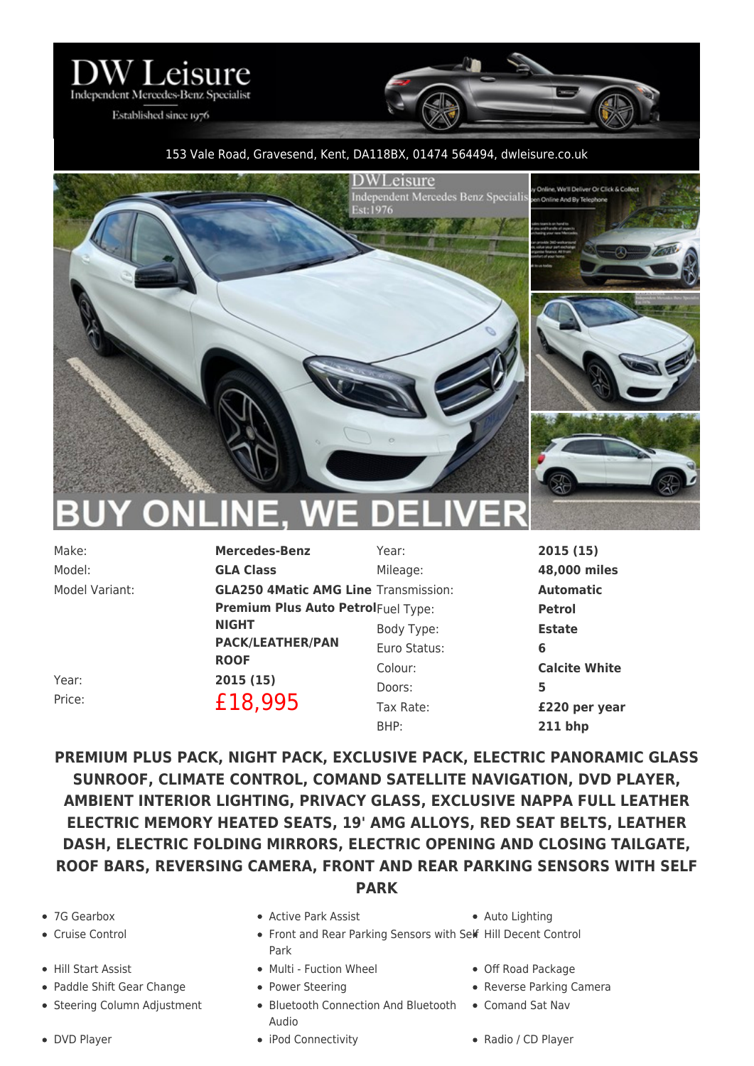# DW Leisure

Independent Mercedes-Benz Specialist

Established since 1976

153 Vale Road, Gravesend, Kent, DA118BX, 01474 564494, dwleisure.co.uk

BUY ONLINE, WE DELIVER

| | | | |
|---|---|---|---|
| Make: | **Mercedes-Benz** | Year: | **2015 (15)** |
| Model: | **GLA Class** | Mileage: | **48,000 miles** |
| Model Variant: | **GLA250 4Matic AMG Line Premium Plus Auto Petrol NIGHT PACK/LEATHER/PAN ROOF** | Transmission: | **Automatic** |
| | | Fuel Type: | **Petrol** |
| | | Body Type: | **Estate** |
| | | Euro Status: | **6** |
| Year: | **2015 (15)** | Colour: | **Calcite White** |
| Price: | £18,995 | Doors: | **5** |
| | | Tax Rate: | **£220 per year** |
| | | BHP: | **211 bhp** |

**PREMIUM PLUS PACK, NIGHT PACK, EXCLUSIVE PACK, ELECTRIC PANORAMIC GLASS SUNROOF, CLIMATE CONTROL, COMAND SATELLITE NAVIGATION, DVD PLAYER, AMBIENT INTERIOR LIGHTING, PRIVACY GLASS, EXCLUSIVE NAPPA FULL LEATHER ELECTRIC MEMORY HEATED SEATS, 19' AMG ALLOYS, RED SEAT BELTS, LEATHER DASH, ELECTRIC FOLDING MIRRORS, ELECTRIC OPENING AND CLOSING TAILGATE, ROOF BARS, REVERSING CAMERA, FRONT AND REAR PARKING SENSORS WITH SELF PARK**

- 7G Gearbox
- Active Park Assist
- Auto Lighting
- Cruise Control
- Front and Rear Parking Sensors with Self Park
- Hill Decent Control
- Hill Start Assist
- Multi - Fuction Wheel
- Off Road Package
- Paddle Shift Gear Change
- Power Steering
- Reverse Parking Camera
- Steering Column Adjustment
- Bluetooth Connection And Bluetooth Audio
- Comand Sat Nav
- DVD Player
- iPod Connectivity
- Radio / CD Player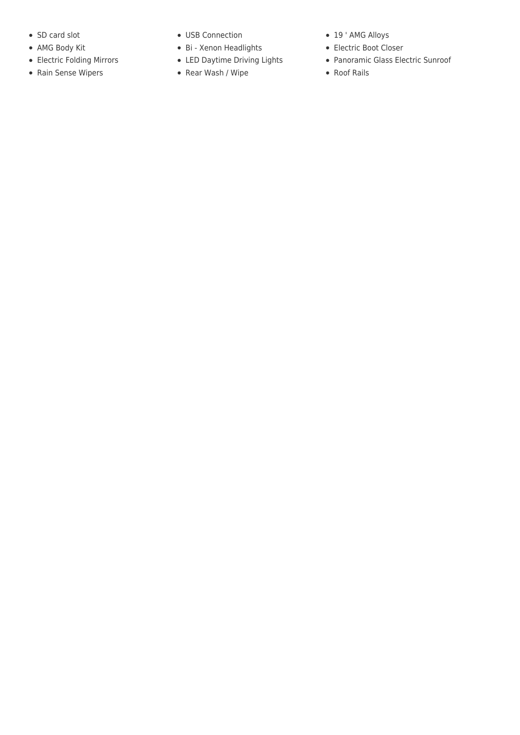- SD card slot
- AMG Body Kit
- Electric Folding Mirrors
- Rain Sense Wipers
- USB Connection
- Bi - Xenon Headlights
- LED Daytime Driving Lights
- Rear Wash / Wipe
- 19 ' AMG Alloys
- Electric Boot Closer
- Panoramic Glass Electric Sunroof
- Roof Rails